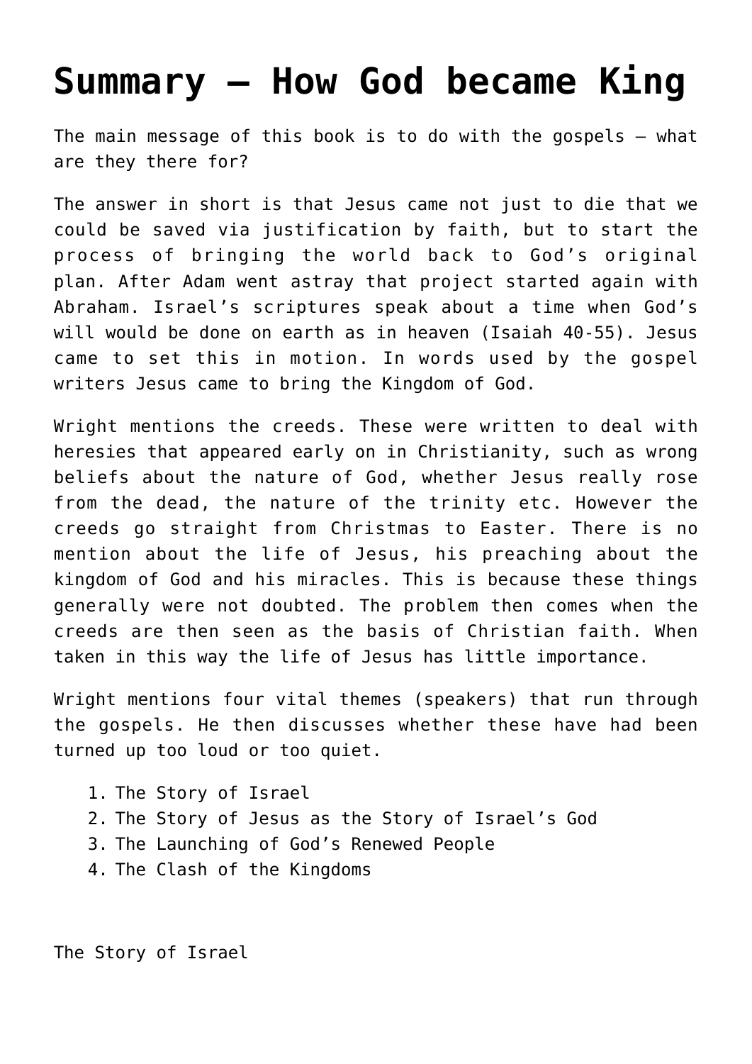# Summary – How God became King

The main message of this book is to do with the gospels – what are they there for?

The answer in short is that Jesus came not just to die that we could be saved via justification by faith, but to start the process of bringing the world back to God's original plan. After Adam went astray that project started again with Abraham. Israel's scriptures speak about a time when God's will would be done on earth as in heaven (Isaiah 40-55). Jesus came to set this in motion. In words used by the gospel writers Jesus came to bring the Kingdom of God.

Wright mentions the creeds. These were written to deal with heresies that appeared early on in Christianity, such as wrong beliefs about the nature of God, whether Jesus really rose from the dead, the nature of the trinity etc. However the creeds go straight from Christmas to Easter. There is no mention about the life of Jesus, his preaching about the kingdom of God and his miracles. This is because these things generally were not doubted. The problem then comes when the creeds are then seen as the basis of Christian faith. When taken in this way the life of Jesus has little importance.

Wright mentions four vital themes (speakers) that run through the gospels. He then discusses whether these have had been turned up too loud or too quiet.

1. The Story of Israel
2. The Story of Jesus as the Story of Israel's God
3. The Launching of God's Renewed People
4. The Clash of the Kingdoms

The Story of Israel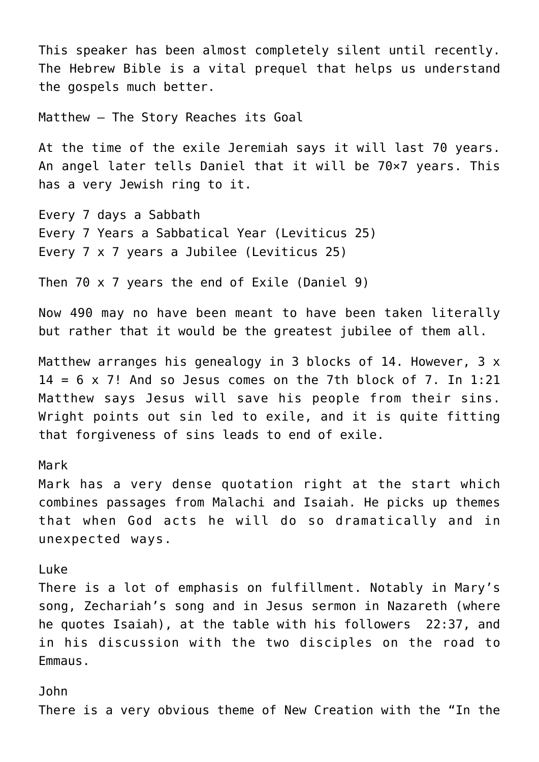This speaker has been almost completely silent until recently. The Hebrew Bible is a vital prequel that helps us understand the gospels much better.

Matthew – The Story Reaches its Goal

At the time of the exile Jeremiah says it will last 70 years. An angel later tells Daniel that it will be 70×7 years. This has a very Jewish ring to it.

Every 7 days a Sabbath
Every 7 Years a Sabbatical Year (Leviticus 25)
Every 7 x 7 years a Jubilee (Leviticus 25)

Then 70 x 7 years the end of Exile (Daniel 9)

Now 490 may no have been meant to have been taken literally but rather that it would be the greatest jubilee of them all.

Matthew arranges his genealogy in 3 blocks of 14. However, 3 x 14 = 6 x 7! And so Jesus comes on the 7th block of 7. In 1:21 Matthew says Jesus will save his people from their sins. Wright points out sin led to exile, and it is quite fitting that forgiveness of sins leads to end of exile.

Mark
Mark has a very dense quotation right at the start which combines passages from Malachi and Isaiah. He picks up themes that when God acts he will do so dramatically and in unexpected ways.

Luke
There is a lot of emphasis on fulfillment. Notably in Mary's song, Zechariah's song and in Jesus sermon in Nazareth (where he quotes Isaiah), at the table with his followers 22:37, and in his discussion with the two disciples on the road to Emmaus.

John
There is a very obvious theme of New Creation with the "In the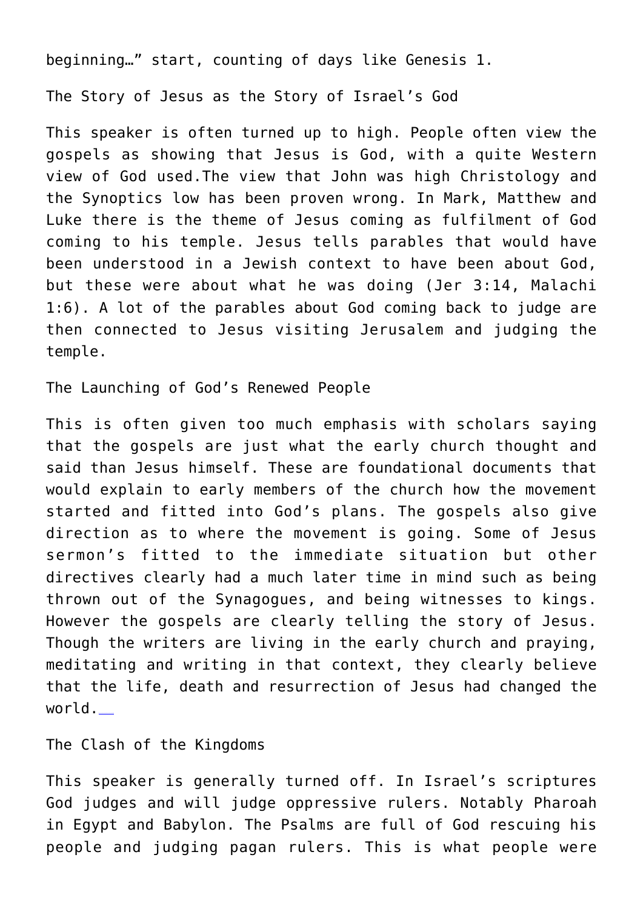beginning…" start, counting of days like Genesis 1.

## The Story of Jesus as the Story of Israel's God

This speaker is often turned up to high. People often view the gospels as showing that Jesus is God, with a quite Western view of God used.The view that John was high Christology and the Synoptics low has been proven wrong. In Mark, Matthew and Luke there is the theme of Jesus coming as fulfilment of God coming to his temple. Jesus tells parables that would have been understood in a Jewish context to have been about God, but these were about what he was doing (Jer 3:14, Malachi 1:6). A lot of the parables about God coming back to judge are then connected to Jesus visiting Jerusalem and judging the temple.

## The Launching of God's Renewed People

This is often given too much emphasis with scholars saying that the gospels are just what the early church thought and said than Jesus himself. These are foundational documents that would explain to early members of the church how the movement started and fitted into God's plans. The gospels also give direction as to where the movement is going. Some of Jesus sermon's fitted to the immediate situation but other directives clearly had a much later time in mind such as being thrown out of the Synagogues, and being witnesses to kings. However the gospels are clearly telling the story of Jesus. Though the writers are living in the early church and praying, meditating and writing in that context, they clearly believe that the life, death and resurrection of Jesus had changed the world.

## The Clash of the Kingdoms

This speaker is generally turned off. In Israel's scriptures God judges and will judge oppressive rulers. Notably Pharoah in Egypt and Babylon. The Psalms are full of God rescuing his people and judging pagan rulers. This is what people were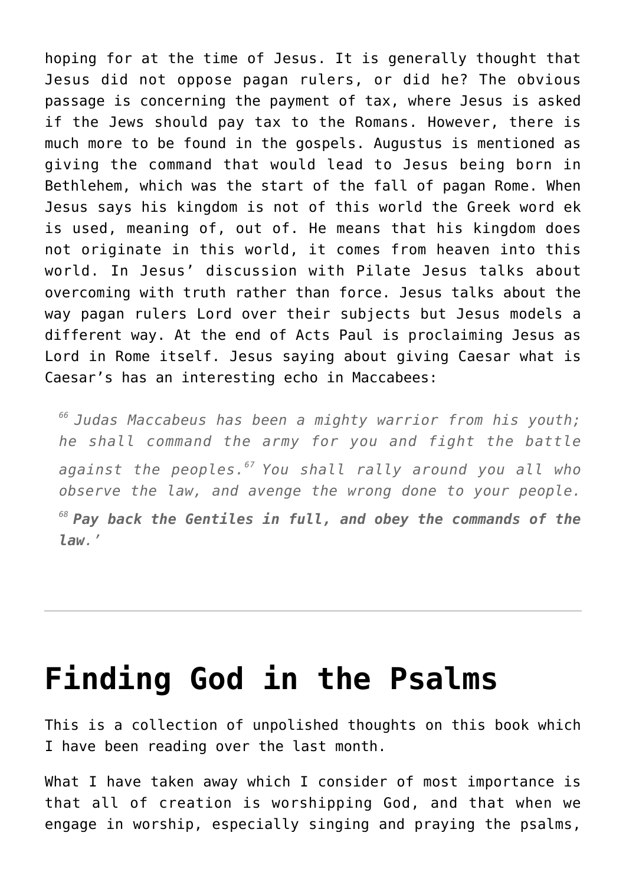hoping for at the time of Jesus. It is generally thought that Jesus did not oppose pagan rulers, or did he? The obvious passage is concerning the payment of tax, where Jesus is asked if the Jews should pay tax to the Romans. However, there is much more to be found in the gospels. Augustus is mentioned as giving the command that would lead to Jesus being born in Bethlehem, which was the start of the fall of pagan Rome. When Jesus says his kingdom is not of this world the Greek word ek is used, meaning of, out of. He means that his kingdom does not originate in this world, it comes from heaven into this world. In Jesus' discussion with Pilate Jesus talks about overcoming with truth rather than force. Jesus talks about the way pagan rulers Lord over their subjects but Jesus models a different way. At the end of Acts Paul is proclaiming Jesus as Lord in Rome itself. Jesus saying about giving Caesar what is Caesar's has an interesting echo in Maccabees:

> [66] *Judas Maccabeus has been a mighty warrior from his youth; he shall command the army for you and fight the battle against the peoples.*[67] *You shall rally around you all who observe the law, and avenge the wrong done to your people.* [68] ***Pay back the Gentiles in full, and obey the commands of the law****.'*

---

# Finding God in the Psalms

This is a collection of unpolished thoughts on this book which I have been reading over the last month.

What I have taken away which I consider of most importance is that all of creation is worshipping God, and that when we engage in worship, especially singing and praying the psalms,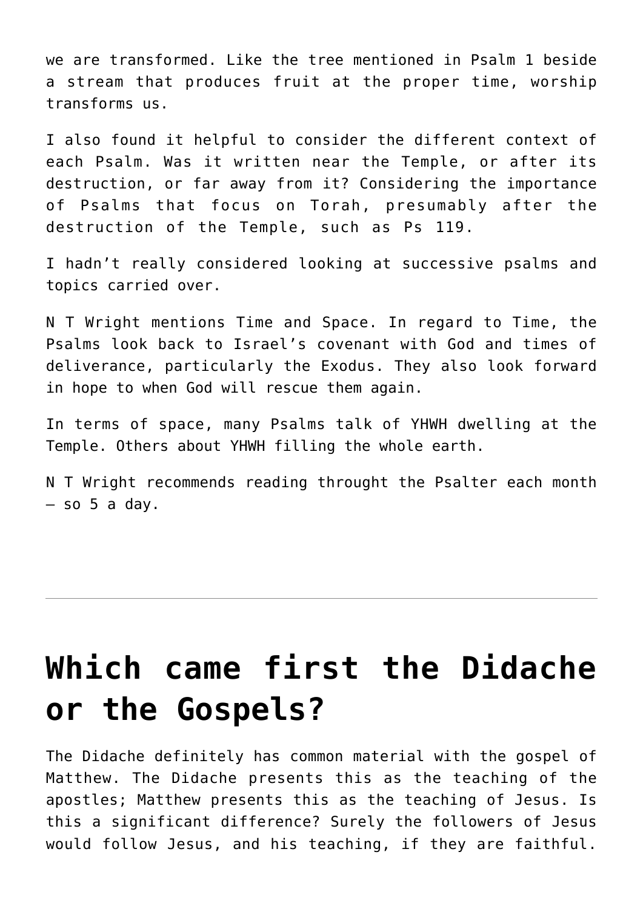we are transformed. Like the tree mentioned in Psalm 1 beside a stream that produces fruit at the proper time, worship transforms us.

I also found it helpful to consider the different context of each Psalm. Was it written near the Temple, or after its destruction, or far away from it? Considering the importance of Psalms that focus on Torah, presumably after the destruction of the Temple, such as Ps 119.

I hadn't really considered looking at successive psalms and topics carried over.

N T Wright mentions Time and Space. In regard to Time, the Psalms look back to Israel's covenant with God and times of deliverance, particularly the Exodus. They also look forward in hope to when God will rescue them again.

In terms of space, many Psalms talk of YHWH dwelling at the Temple. Others about YHWH filling the whole earth.

N T Wright recommends reading throught the Psalter each month – so 5 a day.

---

# Which came first the Didache or the Gospels?

The Didache definitely has common material with the gospel of Matthew. The Didache presents this as the teaching of the apostles; Matthew presents this as the teaching of Jesus. Is this a significant difference? Surely the followers of Jesus would follow Jesus, and his teaching, if they are faithful.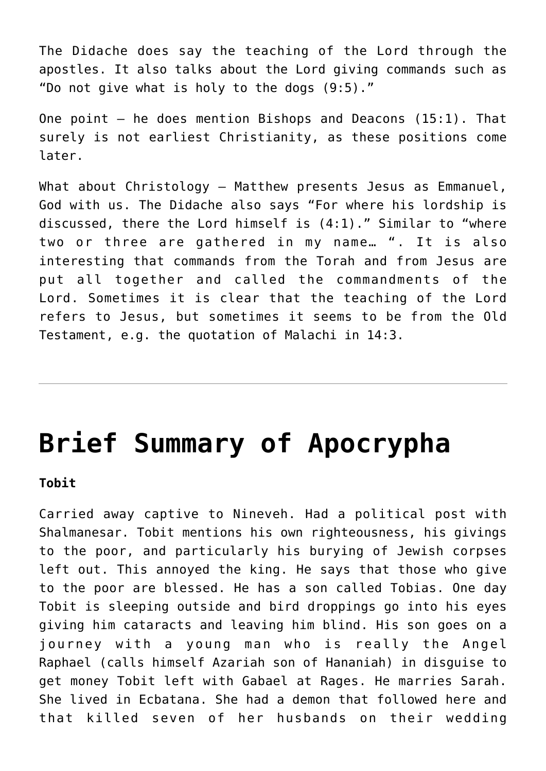The Didache does say the teaching of the Lord through the apostles. It also talks about the Lord giving commands such as "Do not give what is holy to the dogs (9:5)."

One point – he does mention Bishops and Deacons (15:1). That surely is not earliest Christianity, as these positions come later.

What about Christology – Matthew presents Jesus as Emmanuel, God with us. The Didache also says "For where his lordship is discussed, there the Lord himself is (4:1)." Similar to "where two or three are gathered in my name… ". It is also interesting that commands from the Torah and from Jesus are put all together and called the commandments of the Lord. Sometimes it is clear that the teaching of the Lord refers to Jesus, but sometimes it seems to be from the Old Testament, e.g. the quotation of Malachi in 14:3.

---

# Brief Summary of Apocrypha

**Tobit**

Carried away captive to Nineveh. Had a political post with Shalmanesar. Tobit mentions his own righteousness, his givings to the poor, and particularly his burying of Jewish corpses left out. This annoyed the king. He says that those who give to the poor are blessed. He has a son called Tobias. One day Tobit is sleeping outside and bird droppings go into his eyes giving him cataracts and leaving him blind. His son goes on a journey with a young man who is really the Angel Raphael (calls himself Azariah son of Hananiah) in disguise to get money Tobit left with Gabael at Rages. He marries Sarah. She lived in Ecbatana. She had a demon that followed here and that killed seven of her husbands on their wedding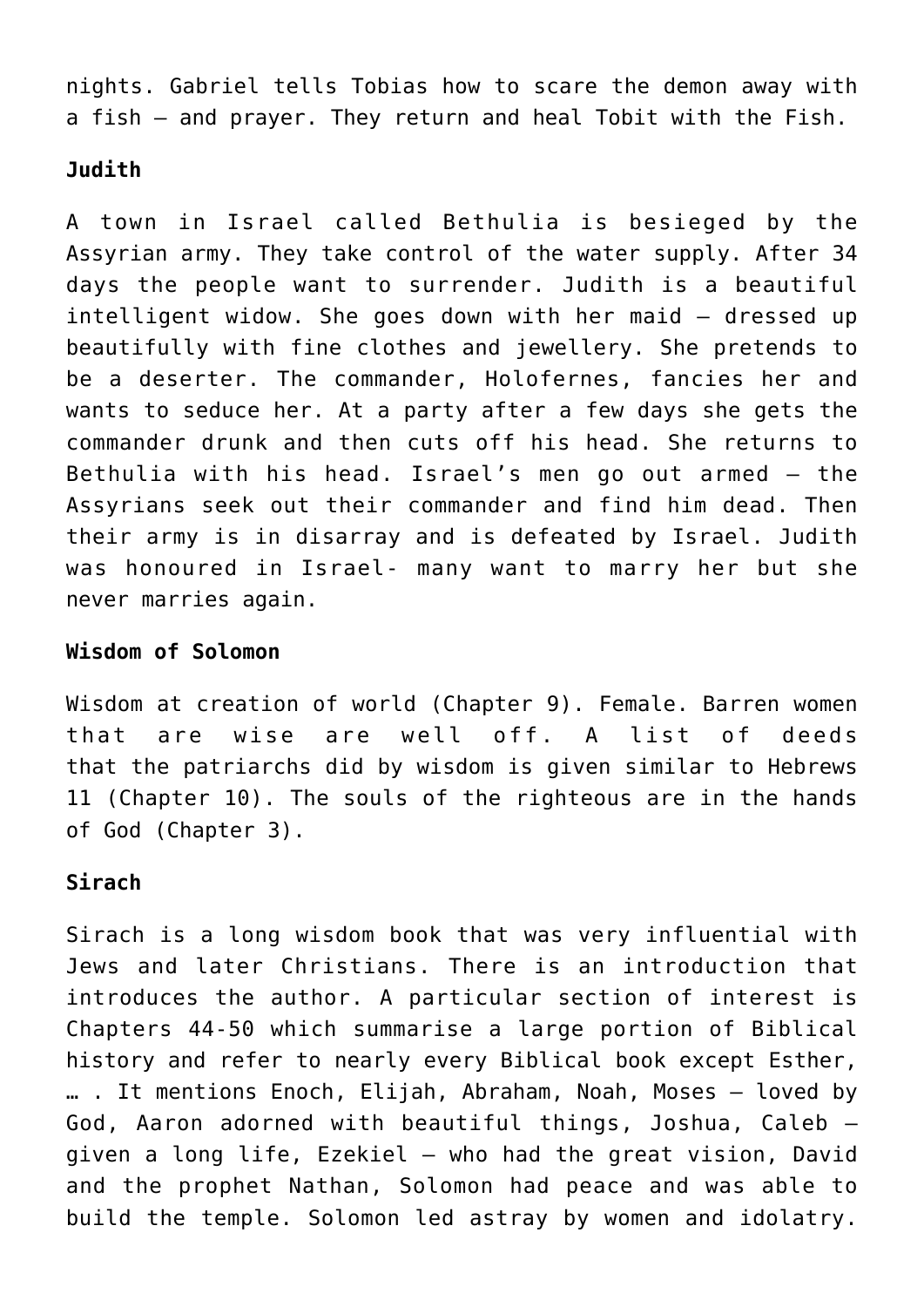nights. Gabriel tells Tobias how to scare the demon away with a fish – and prayer. They return and heal Tobit with the Fish.

**Judith**

A town in Israel called Bethulia is besieged by the Assyrian army. They take control of the water supply. After 34 days the people want to surrender. Judith is a beautiful intelligent widow. She goes down with her maid – dressed up beautifully with fine clothes and jewellery. She pretends to be a deserter. The commander, Holofernes, fancies her and wants to seduce her. At a party after a few days she gets the commander drunk and then cuts off his head. She returns to Bethulia with his head. Israel's men go out armed – the Assyrians seek out their commander and find him dead. Then their army is in disarray and is defeated by Israel. Judith was honoured in Israel- many want to marry her but she never marries again.

**Wisdom of Solomon**

Wisdom at creation of world (Chapter 9). Female. Barren women that are wise are well off. A list of deeds that the patriarchs did by wisdom is given similar to Hebrews 11 (Chapter 10). The souls of the righteous are in the hands of God (Chapter 3).

**Sirach**

Sirach is a long wisdom book that was very influential with Jews and later Christians. There is an introduction that introduces the author. A particular section of interest is Chapters 44-50 which summarise a large portion of Biblical history and refer to nearly every Biblical book except Esther, … . It mentions Enoch, Elijah, Abraham, Noah, Moses – loved by God, Aaron adorned with beautiful things, Joshua, Caleb – given a long life, Ezekiel – who had the great vision, David and the prophet Nathan, Solomon had peace and was able to build the temple. Solomon led astray by women and idolatry.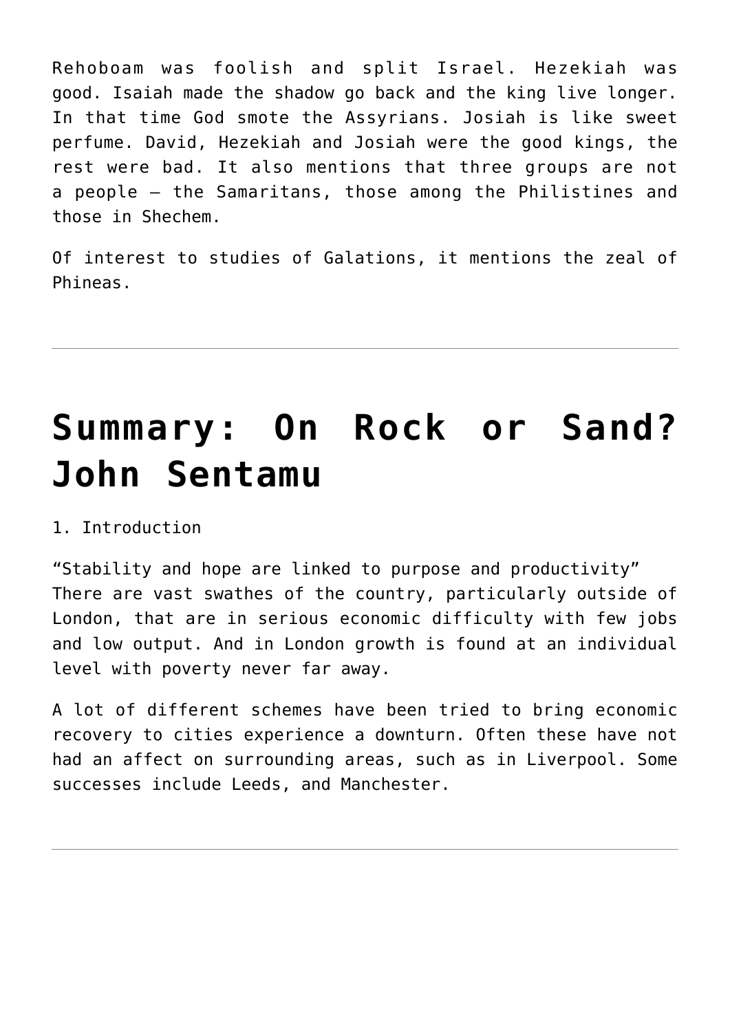Rehoboam was foolish and split Israel. Hezekiah was good. Isaiah made the shadow go back and the king live longer. In that time God smote the Assyrians. Josiah is like sweet perfume. David, Hezekiah and Josiah were the good kings, the rest were bad. It also mentions that three groups are not a people – the Samaritans, those among the Philistines and those in Shechem.

Of interest to studies of Galations, it mentions the zeal of Phineas.

---

# Summary: On Rock or Sand? John Sentamu

1. Introduction

"Stability and hope are linked to purpose and productivity"
There are vast swathes of the country, particularly outside of London, that are in serious economic difficulty with few jobs and low output. And in London growth is found at an individual level with poverty never far away.

A lot of different schemes have been tried to bring economic recovery to cities experience a downturn. Often these have not had an affect on surrounding areas, such as in Liverpool. Some successes include Leeds, and Manchester.

---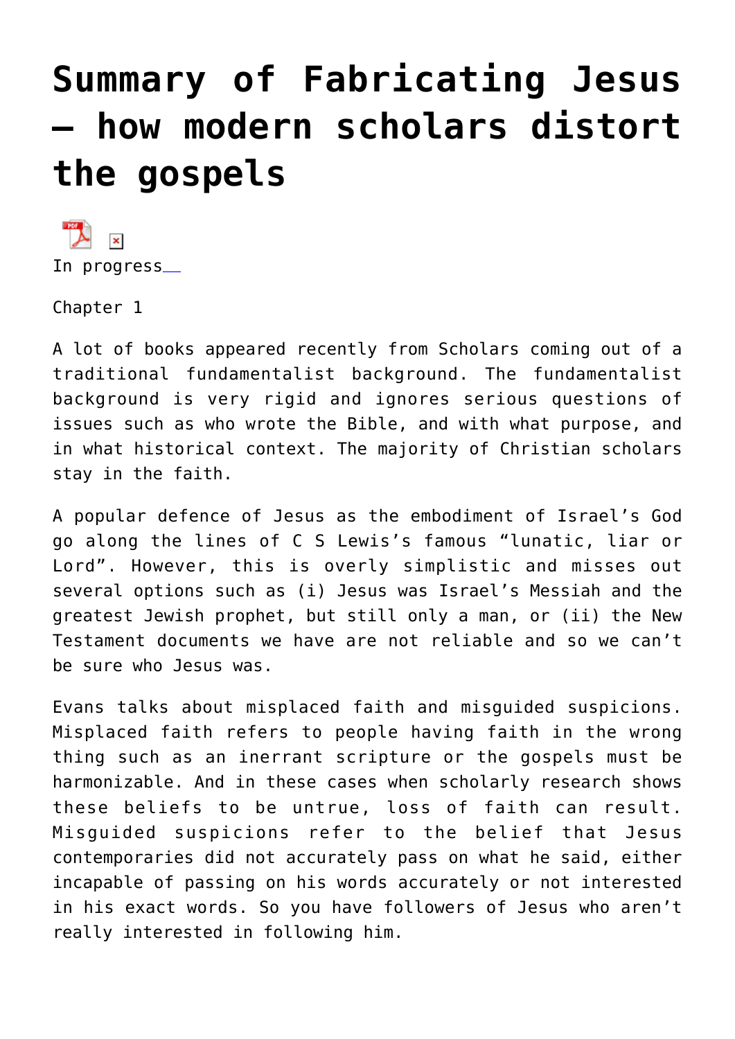# Summary of Fabricating Jesus – how modern scholars distort the gospels

In progress

Chapter 1

A lot of books appeared recently from Scholars coming out of a traditional fundamentalist background. The fundamentalist background is very rigid and ignores serious questions of issues such as who wrote the Bible, and with what purpose, and in what historical context. The majority of Christian scholars stay in the faith.

A popular defence of Jesus as the embodiment of Israel's God go along the lines of C S Lewis's famous "lunatic, liar or Lord". However, this is overly simplistic and misses out several options such as (i) Jesus was Israel's Messiah and the greatest Jewish prophet, but still only a man, or (ii) the New Testament documents we have are not reliable and so we can't be sure who Jesus was.

Evans talks about misplaced faith and misguided suspicions. Misplaced faith refers to people having faith in the wrong thing such as an inerrant scripture or the gospels must be harmonizable. And in these cases when scholarly research shows these beliefs to be untrue, loss of faith can result. Misguided suspicions refer to the belief that Jesus contemporaries did not accurately pass on what he said, either incapable of passing on his words accurately or not interested in his exact words. So you have followers of Jesus who aren't really interested in following him.